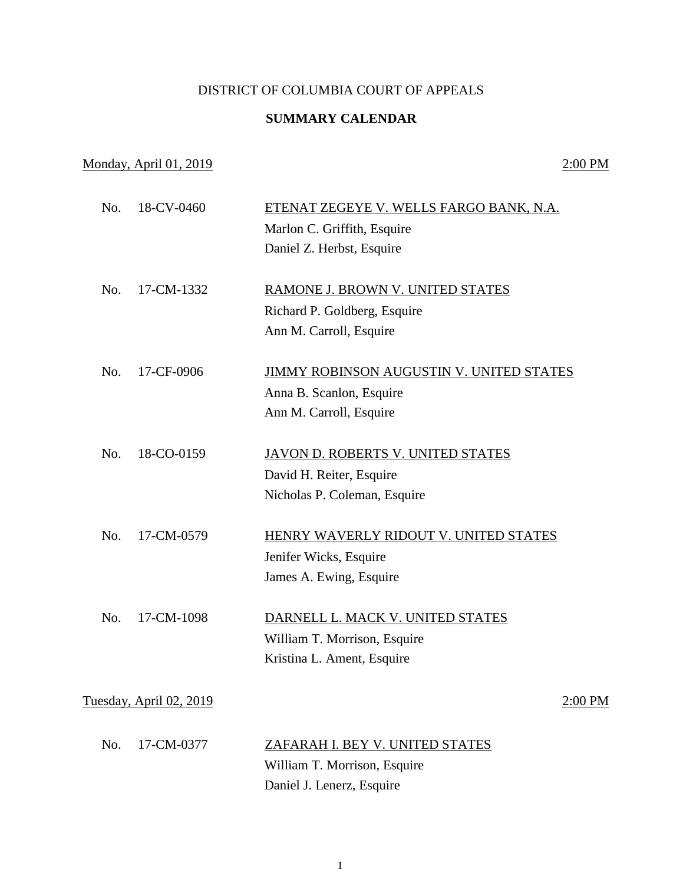# DISTRICT OF COLUMBIA COURT OF APPEALS

## SUMMARY CALENDAR

Monday, April 01, 2019 — 2:00 PM

No. 18-CV-0460 — ETENAT ZEGEYE V. WELLS FARGO BANK, N.A.
Marlon C. Griffith, Esquire
Daniel Z. Herbst, Esquire

No. 17-CM-1332 — RAMONE J. BROWN V. UNITED STATES
Richard P. Goldberg, Esquire
Ann M. Carroll, Esquire

No. 17-CF-0906 — JIMMY ROBINSON AUGUSTIN V. UNITED STATES
Anna B. Scanlon, Esquire
Ann M. Carroll, Esquire

No. 18-CO-0159 — JAVON D. ROBERTS V. UNITED STATES
David H. Reiter, Esquire
Nicholas P. Coleman, Esquire

No. 17-CM-0579 — HENRY WAVERLY RIDOUT V. UNITED STATES
Jenifer Wicks, Esquire
James A. Ewing, Esquire

No. 17-CM-1098 — DARNELL L. MACK V. UNITED STATES
William T. Morrison, Esquire
Kristina L. Ament, Esquire

Tuesday, April 02, 2019 — 2:00 PM

No. 17-CM-0377 — ZAFARAH I. BEY V. UNITED STATES
William T. Morrison, Esquire
Daniel J. Lenerz, Esquire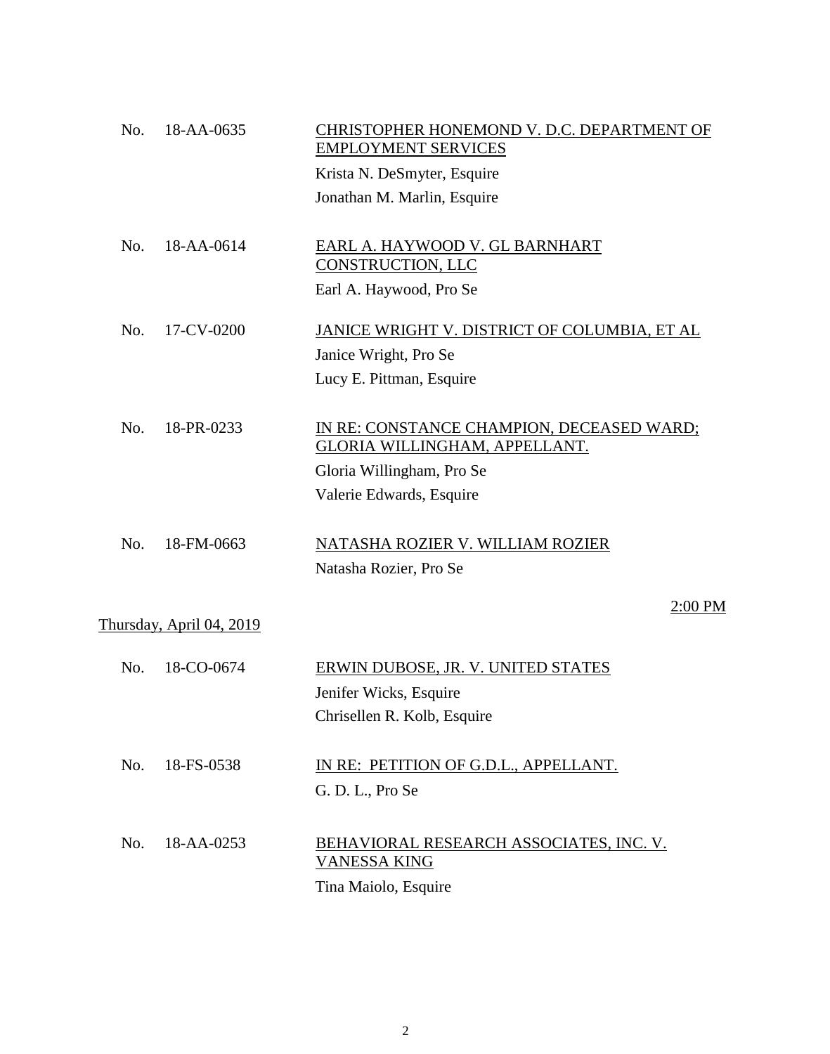No. 18-AA-0635 <u>CHRISTOPHER HONEMOND V. D.C. DEPARTMENT OF EMPLOYMENT SERVICES</u>

Krista N. DeSmyter, Esquire
Jonathan M. Marlin, Esquire

No. 18-AA-0614 <u>EARL A. HAYWOOD V. GL BARNHART CONSTRUCTION, LLC</u>

Earl A. Haywood, Pro Se

No. 17-CV-0200 <u>JANICE WRIGHT V. DISTRICT OF COLUMBIA, ET AL</u>

Janice Wright, Pro Se
Lucy E. Pittman, Esquire

No. 18-PR-0233 <u>IN RE: CONSTANCE CHAMPION, DECEASED WARD; GLORIA WILLINGHAM, APPELLANT.</u>

Gloria Willingham, Pro Se
Valerie Edwards, Esquire

No. 18-FM-0663 <u>NATASHA ROZIER V. WILLIAM ROZIER</u>

Natasha Rozier, Pro Se

<u>Thursday, April 04, 2019</u> <u>2:00 PM</u>

No. 18-CO-0674 <u>ERWIN DUBOSE, JR. V. UNITED STATES</u>

Jenifer Wicks, Esquire
Chrisellen R. Kolb, Esquire

No. 18-FS-0538 <u>IN RE: PETITION OF G.D.L., APPELLANT.</u>

G. D. L., Pro Se

No. 18-AA-0253 <u>BEHAVIORAL RESEARCH ASSOCIATES, INC. V. VANESSA KING</u>

Tina Maiolo, Esquire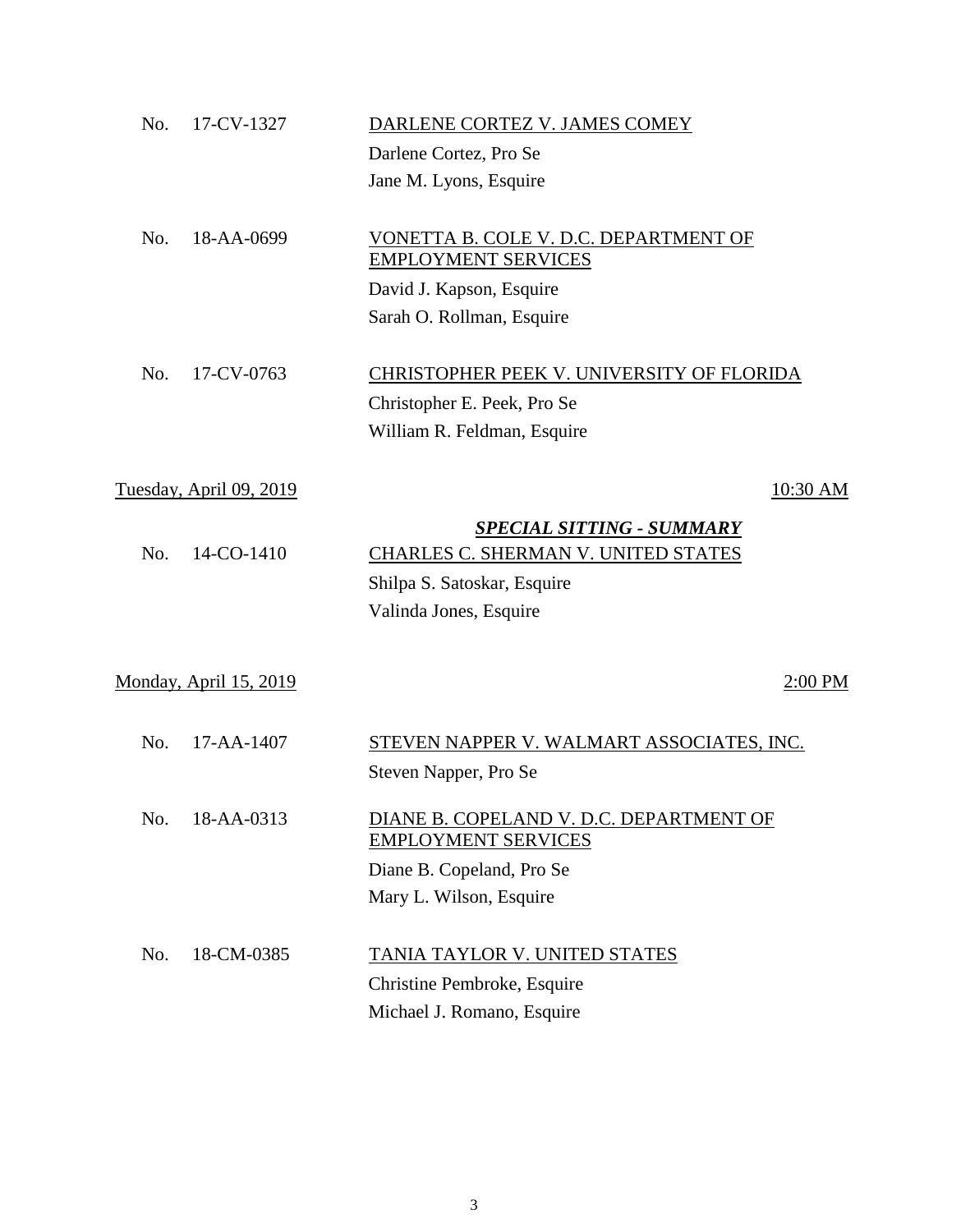No. 17-CV-1327 — <u>DARLENE CORTEZ V. JAMES COMEY</u>

Darlene Cortez, Pro Se
Jane M. Lyons, Esquire

No. 18-AA-0699 — <u>VONETTA B. COLE V. D.C. DEPARTMENT OF EMPLOYMENT SERVICES</u>

David J. Kapson, Esquire
Sarah O. Rollman, Esquire

No. 17-CV-0763 — <u>CHRISTOPHER PEEK V. UNIVERSITY OF FLORIDA</u>

Christopher E. Peek, Pro Se
William R. Feldman, Esquire

<u>Tuesday, April 09, 2019</u> — <u>10:30 AM</u>

***<u>SPECIAL SITTING - SUMMARY</u>***

No. 14-CO-1410 — <u>CHARLES C. SHERMAN V. UNITED STATES</u>

Shilpa S. Satoskar, Esquire
Valinda Jones, Esquire

<u>Monday, April 15, 2019</u> — <u>2:00 PM</u>

No. 17-AA-1407 — <u>STEVEN NAPPER V. WALMART ASSOCIATES, INC.</u>

Steven Napper, Pro Se

No. 18-AA-0313 — <u>DIANE B. COPELAND V. D.C. DEPARTMENT OF EMPLOYMENT SERVICES</u>

Diane B. Copeland, Pro Se
Mary L. Wilson, Esquire

No. 18-CM-0385 — <u>TANIA TAYLOR V. UNITED STATES</u>

Christine Pembroke, Esquire
Michael J. Romano, Esquire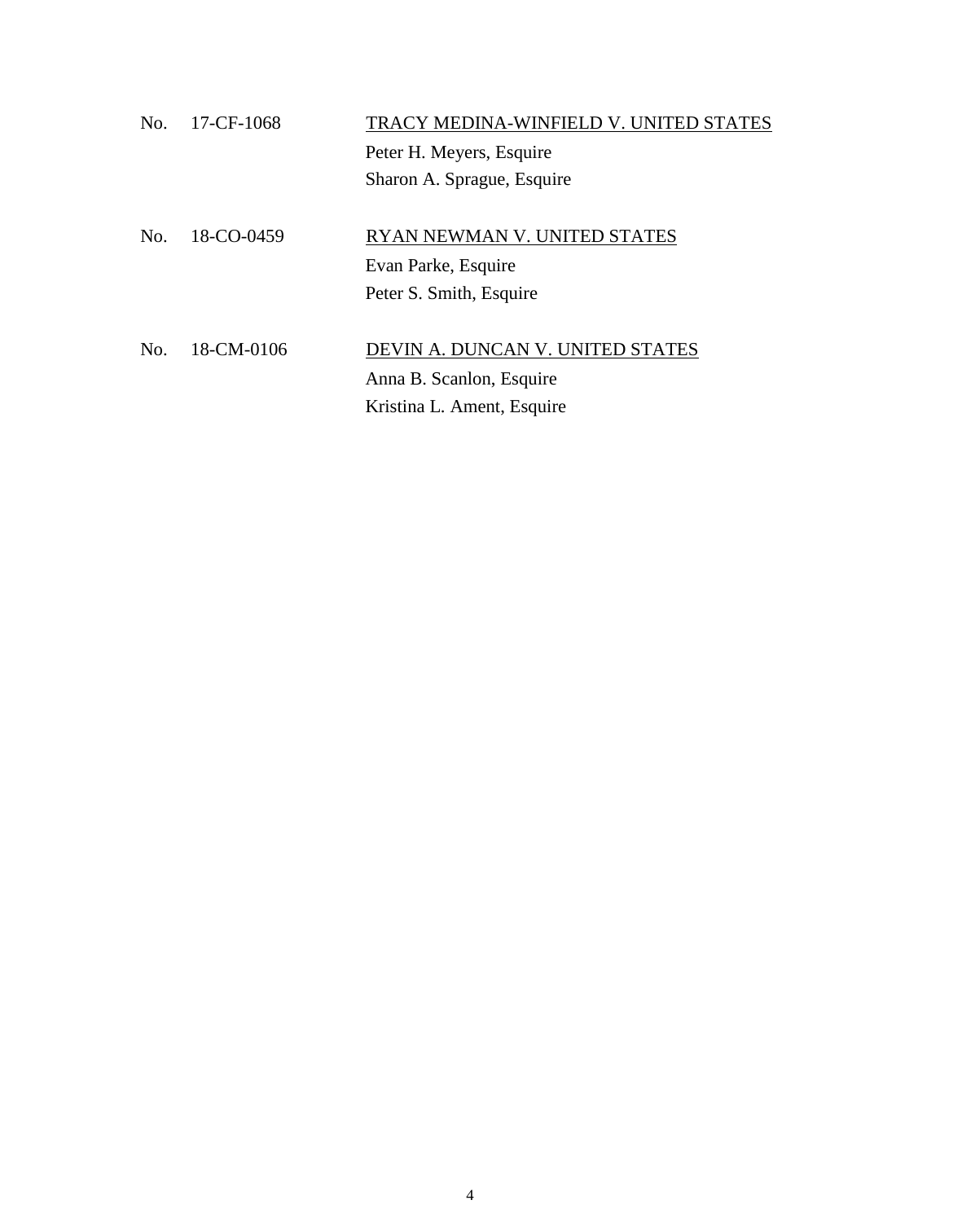No. 17-CF-1068 — <u>TRACY MEDINA-WINFIELD V. UNITED STATES</u>
Peter H. Meyers, Esquire
Sharon A. Sprague, Esquire

No. 18-CO-0459 — <u>RYAN NEWMAN V. UNITED STATES</u>
Evan Parke, Esquire
Peter S. Smith, Esquire

No. 18-CM-0106 — <u>DEVIN A. DUNCAN V. UNITED STATES</u>
Anna B. Scanlon, Esquire
Kristina L. Ament, Esquire